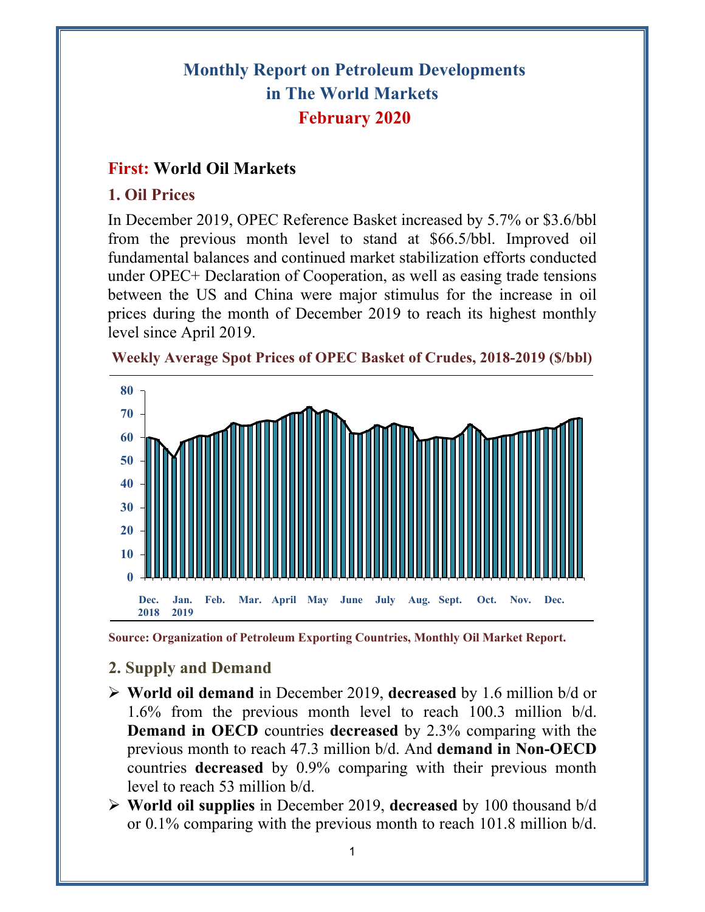# Monthly Report on Petroleum Developments in The World Markets
# February 2020

## First: World Oil Markets

### 1. Oil Prices

In December 2019, OPEC Reference Basket increased by 5.7% or $3.6/bbl from the previous month level to stand at $66.5/bbl. Improved oil fundamental balances and continued market stabilization efforts conducted under OPEC+ Declaration of Cooperation, as well as easing trade tensions between the US and China were major stimulus for the increase in oil prices during the month of December 2019 to reach its highest monthly level since April 2019.

**Weekly Average Spot Prices of OPEC Basket of Crudes, 2018-2019 ($/bbl)**

Source: Organization of Petroleum Exporting Countries, Monthly Oil Market Report.

### 2. Supply and Demand

- **World oil demand** in December 2019, **decreased** by 1.6 million b/d or 1.6% from the previous month level to reach 100.3 million b/d. **Demand in OECD** countries **decreased** by 2.3% comparing with the previous month to reach 47.3 million b/d. And **demand in Non-OECD** countries **decreased** by 0.9% comparing with their previous month level to reach 53 million b/d.
- **World oil supplies** in December 2019, **decreased** by 100 thousand b/d or 0.1% comparing with the previous month to reach 101.8 million b/d.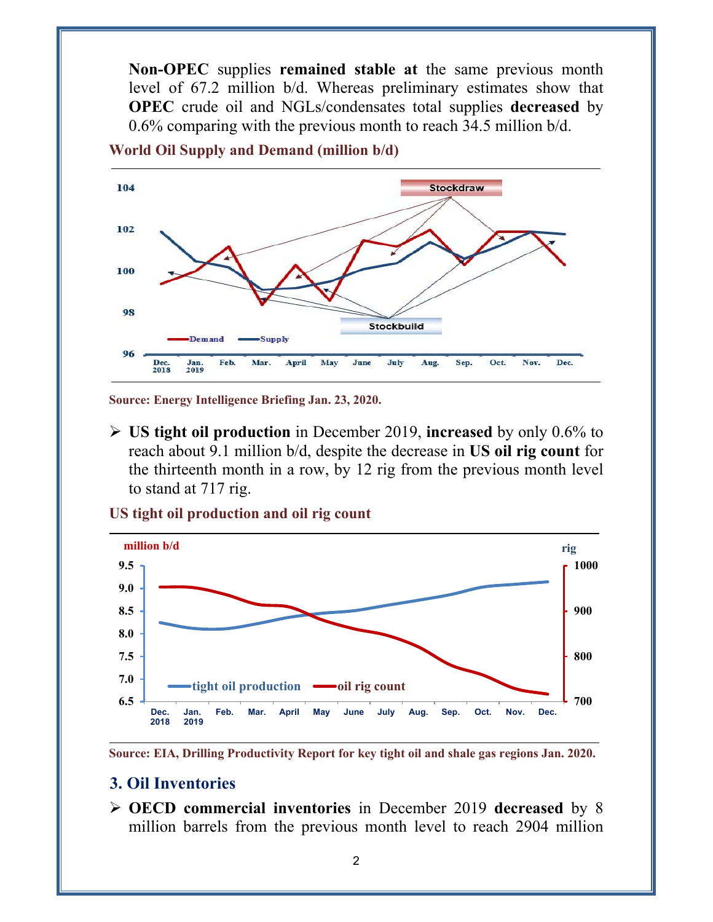Non-OPEC supplies **remained stable at** the same previous month level of 67.2 million b/d. Whereas preliminary estimates show that **OPEC** crude oil and NGLs/condensates total supplies **decreased** by 0.6% comparing with the previous month to reach 34.5 million b/d.

**World Oil Supply and Demand (million b/d)**

**Source: Energy Intelligence Briefing Jan. 23, 2020.**

- **US tight oil production** in December 2019, **increased** by only 0.6% to reach about 9.1 million b/d, despite the decrease in **US oil rig count** for the thirteenth month in a row, by 12 rig from the previous month level to stand at 717 rig.

**US tight oil production and oil rig count**

**Source: EIA, Drilling Productivity Report for key tight oil and shale gas regions Jan. 2020.**

## 3. Oil Inventories

- **OECD commercial inventories** in December 2019 **decreased** by 8 million barrels from the previous month level to reach 2904 million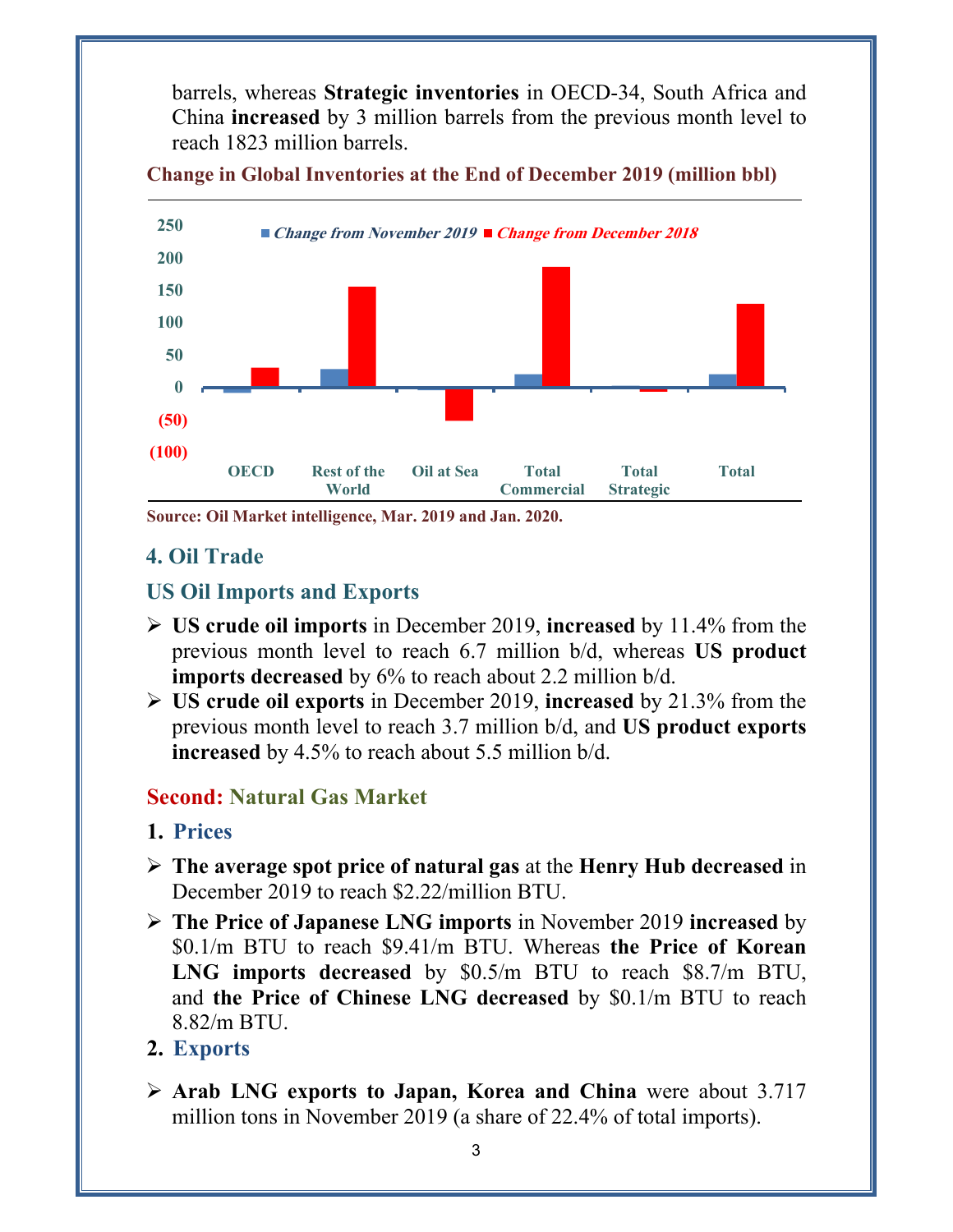barrels, whereas **Strategic inventories** in OECD-34, South Africa and China **increased** by 3 million barrels from the previous month level to reach 1823 million barrels.

**Change in Global Inventories at the End of December 2019 (million bbl)**

250
200
150
100
50
0
(50)
(100)

*Change from November 2019* *Change from December 2018*

OECD
Rest of the World
Oil at Sea
Total Commercial
Total Strategic
Total

**Source: Oil Market intelligence, Mar. 2019 and Jan. 2020.**

## 4. Oil Trade

### US Oil Imports and Exports

- **US crude oil imports** in December 2019, **increased** by 11.4% from the previous month level to reach 6.7 million b/d, whereas **US product imports decreased** by 6% to reach about 2.2 million b/d.
- **US crude oil exports** in December 2019, **increased** by 21.3% from the previous month level to reach 3.7 million b/d, and **US product exports increased** by 4.5% to reach about 5.5 million b/d.

## Second: Natural Gas Market

### 1. Prices

- **The average spot price of natural gas** at the **Henry Hub decreased** in December 2019 to reach $2.22/million BTU.
- **The Price of Japanese LNG imports** in November 2019 **increased** by $0.1/m BTU to reach $9.41/m BTU. Whereas **the Price of Korean LNG imports decreased** by $0.5/m BTU to reach $8.7/m BTU, and **the Price of Chinese LNG decreased** by $0.1/m BTU to reach 8.82/m BTU.

### 2. Exports

- **Arab LNG exports to Japan, Korea and China** were about 3.717 million tons in November 2019 (a share of 22.4% of total imports).